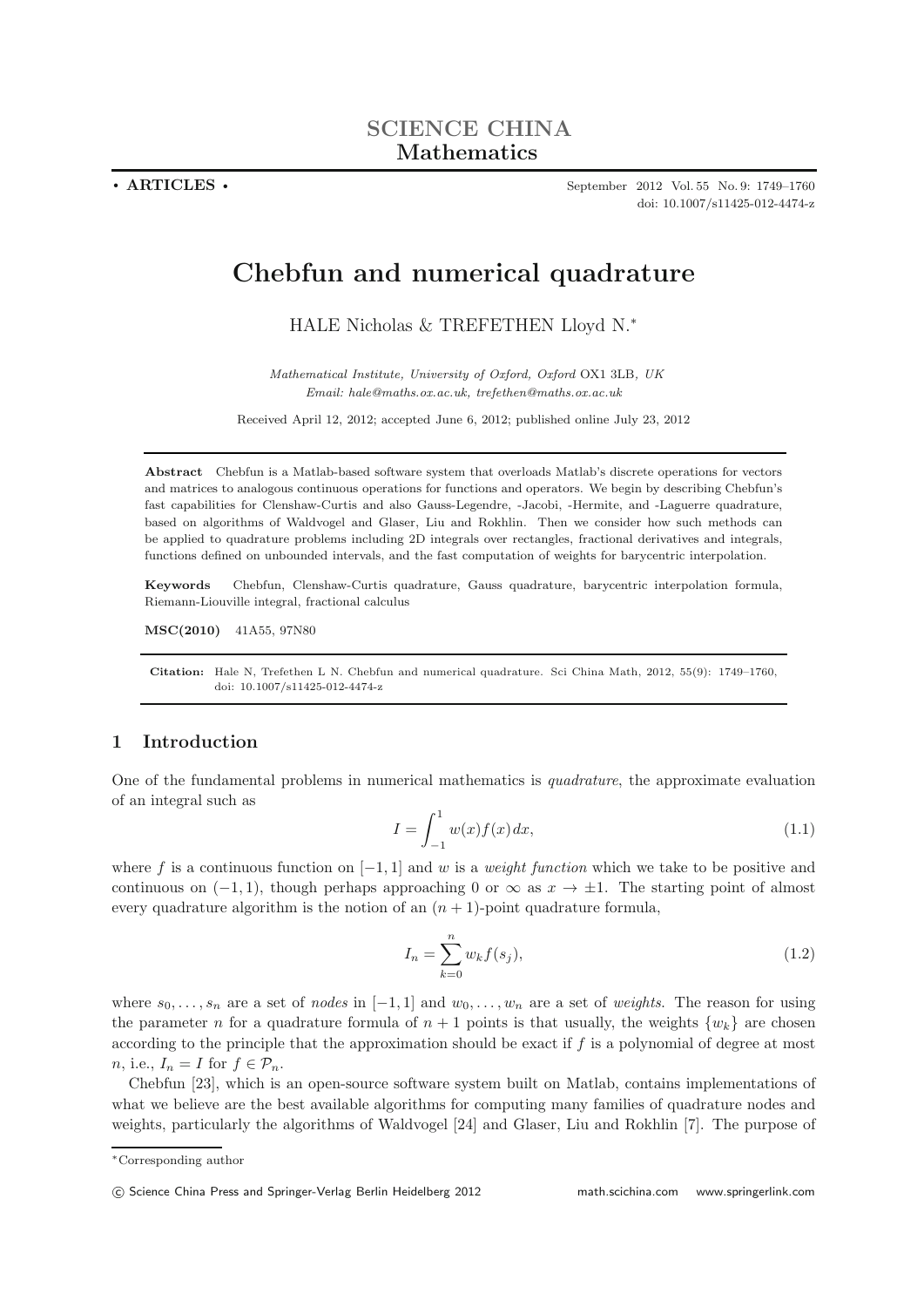SCIENCE CHINA
**Mathematics**

• **ARTICLES** •

September 2012 Vol. 55 No. 9: 1749–1760
doi: 10.1007/s11425-012-4474-z

# Chebfun and numerical quadrature

HALE Nicholas & TREFETHEN Lloyd N.*

*Mathematical Institute, University of Oxford, Oxford* OX1 3LB, *UK*
*Email: hale@maths.ox.ac.uk, trefethen@maths.ox.ac.uk*

Received April 12, 2012; accepted June 6, 2012; published online July 23, 2012

**Abstract** Chebfun is a Matlab-based software system that overloads Matlab's discrete operations for vectors and matrices to analogous continuous operations for functions and operators. We begin by describing Chebfun's fast capabilities for Clenshaw-Curtis and also Gauss-Legendre, -Jacobi, -Hermite, and -Laguerre quadrature, based on algorithms of Waldvogel and Glaser, Liu and Rokhlin. Then we consider how such methods can be applied to quadrature problems including 2D integrals over rectangles, fractional derivatives and integrals, functions defined on unbounded intervals, and the fast computation of weights for barycentric interpolation.

**Keywords** Chebfun, Clenshaw-Curtis quadrature, Gauss quadrature, barycentric interpolation formula, Riemann-Liouville integral, fractional calculus

**MSC(2010)** 41A55, 97N80

**Citation:** Hale N, Trefethen L N. Chebfun and numerical quadrature. Sci China Math, 2012, 55(9): 1749–1760, doi: 10.1007/s11425-012-4474-z

## 1 Introduction

One of the fundamental problems in numerical mathematics is *quadrature*, the approximate evaluation of an integral such as

$$I = \int_{-1}^{1} w(x)f(x)dx, \tag{1.1}$$

where $f$ is a continuous function on $[-1, 1]$ and $w$ is a *weight function* which we take to be positive and continuous on $(-1, 1)$, though perhaps approaching 0 or $\infty$ as $x \to \pm 1$. The starting point of almost every quadrature algorithm is the notion of an $(n + 1)$-point quadrature formula,

$$I_n = \sum_{k=0}^{n} w_k f(s_j), \tag{1.2}$$

where $s_0, \ldots, s_n$ are a set of *nodes* in $[-1, 1]$ and $w_0, \ldots, w_n$ are a set of *weights*. The reason for using the parameter $n$ for a quadrature formula of $n + 1$ points is that usually, the weights $\{w_k\}$ are chosen according to the principle that the approximation should be exact if $f$ is a polynomial of degree at most $n$, i.e., $I_n = I$ for $f \in \mathcal{P}_n$.

Chebfun [23], which is an open-source software system built on Matlab, contains implementations of what we believe are the best available algorithms for computing many families of quadrature nodes and weights, particularly the algorithms of Waldvogel [24] and Glaser, Liu and Rokhlin [7]. The purpose of

*Corresponding author

© Science China Press and Springer-Verlag Berlin Heidelberg 2012 math.scichina.com www.springerlink.com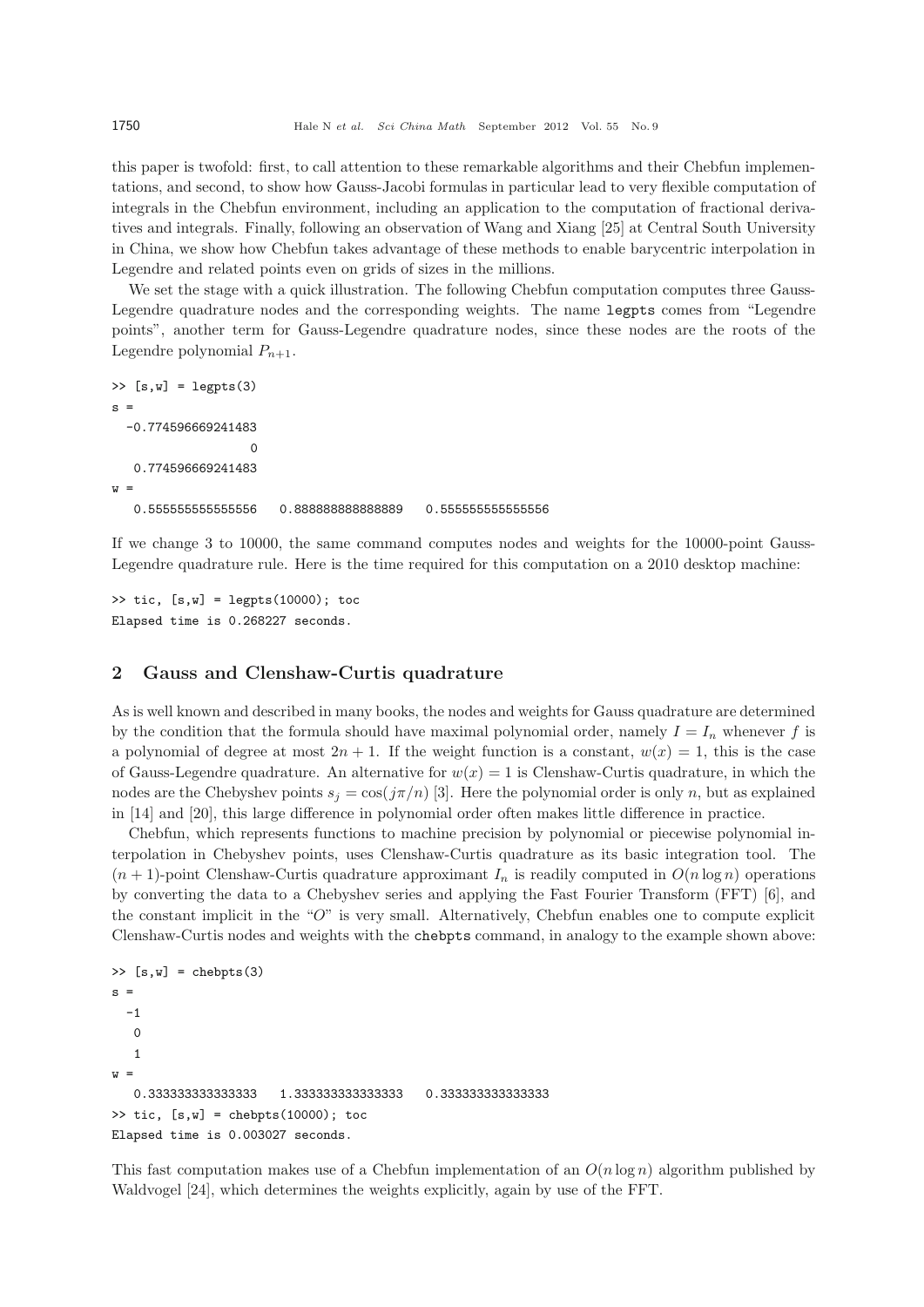this paper is twofold: first, to call attention to these remarkable algorithms and their Chebfun implementations, and second, to show how Gauss-Jacobi formulas in particular lead to very flexible computation of integrals in the Chebfun environment, including an application to the computation of fractional derivatives and integrals. Finally, following an observation of Wang and Xiang [25] at Central South University in China, we show how Chebfun takes advantage of these methods to enable barycentric interpolation in Legendre and related points even on grids of sizes in the millions.

We set the stage with a quick illustration. The following Chebfun computation computes three Gauss-Legendre quadrature nodes and the corresponding weights. The name `legpts` comes from "Legendre points", another term for Gauss-Legendre quadrature nodes, since these nodes are the roots of the Legendre polynomial $P_{n+1}$.

```
>> [s,w] = legpts(3)
s =
  -0.774596669241483
                   0
   0.774596669241483
w =
   0.555555555555556   0.888888888888889   0.555555555555556
```

If we change 3 to 10000, the same command computes nodes and weights for the 10000-point Gauss-Legendre quadrature rule. Here is the time required for this computation on a 2010 desktop machine:

```
>> tic, [s,w] = legpts(10000); toc
Elapsed time is 0.268227 seconds.
```

## 2 Gauss and Clenshaw-Curtis quadrature

As is well known and described in many books, the nodes and weights for Gauss quadrature are determined by the condition that the formula should have maximal polynomial order, namely $I = I_n$ whenever $f$ is a polynomial of degree at most $2n + 1$. If the weight function is a constant, $w(x) = 1$, this is the case of Gauss-Legendre quadrature. An alternative for $w(x) = 1$ is Clenshaw-Curtis quadrature, in which the nodes are the Chebyshev points $s_j = \cos(j\pi/n)$ [3]. Here the polynomial order is only $n$, but as explained in [14] and [20], this large difference in polynomial order often makes little difference in practice.

Chebfun, which represents functions to machine precision by polynomial or piecewise polynomial interpolation in Chebyshev points, uses Clenshaw-Curtis quadrature as its basic integration tool. The $(n + 1)$-point Clenshaw-Curtis quadrature approximant $I_n$ is readily computed in $O(n \log n)$ operations by converting the data to a Chebyshev series and applying the Fast Fourier Transform (FFT) [6], and the constant implicit in the "$O$" is very small. Alternatively, Chebfun enables one to compute explicit Clenshaw-Curtis nodes and weights with the `chebpts` command, in analogy to the example shown above:

```
>> [s,w] = chebpts(3)
s =
  -1
   0
   1
w =
   0.333333333333333   1.333333333333333   0.333333333333333
>> tic, [s,w] = chebpts(10000); toc
Elapsed time is 0.003027 seconds.
```

This fast computation makes use of a Chebfun implementation of an $O(n \log n)$ algorithm published by Waldvogel [24], which determines the weights explicitly, again by use of the FFT.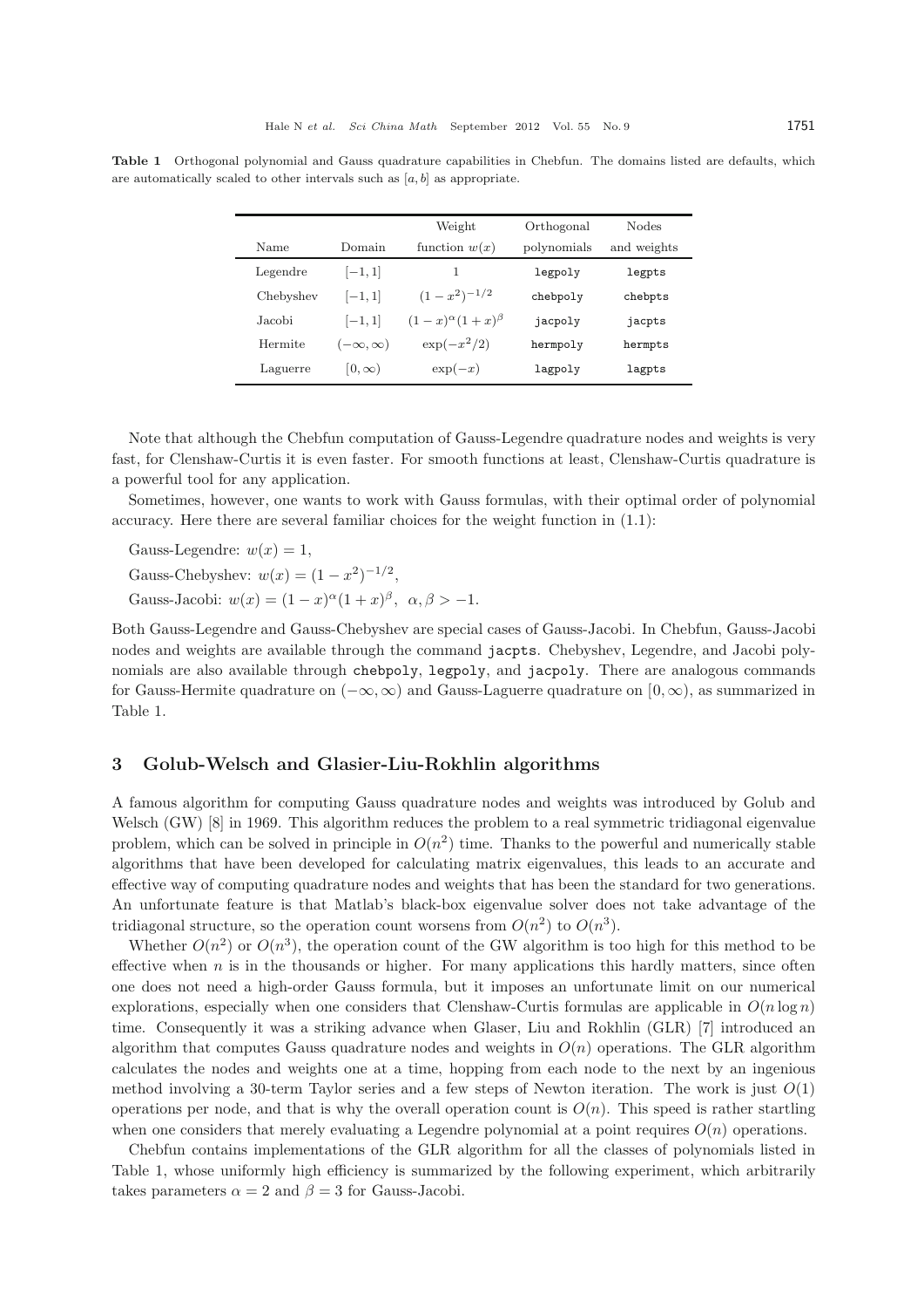**Table 1** Orthogonal polynomial and Gauss quadrature capabilities in Chebfun. The domains listed are defaults, which are automatically scaled to other intervals such as $[a, b]$ as appropriate.

| Name | Domain | Weight function $w(x)$ | Orthogonal polynomials | Nodes and weights |
|---|---|---|---|---|
| Legendre | $[-1, 1]$ | 1 | `legpoly` | `legpts` |
| Chebyshev | $[-1, 1]$ | $(1 - x^2)^{-1/2}$ | `chebpoly` | `chebpts` |
| Jacobi | $[-1, 1]$ | $(1 - x)^{\alpha}(1 + x)^{\beta}$ | `jacpoly` | `jacpts` |
| Hermite | $(-\infty, \infty)$ | $\exp(-x^2/2)$ | `hermpoly` | `hermpts` |
| Laguerre | $[0, \infty)$ | $\exp(-x)$ | `lagpoly` | `lagpts` |

Note that although the Chebfun computation of Gauss-Legendre quadrature nodes and weights is very fast, for Clenshaw-Curtis it is even faster. For smooth functions at least, Clenshaw-Curtis quadrature is a powerful tool for any application.

Sometimes, however, one wants to work with Gauss formulas, with their optimal order of polynomial accuracy. Here there are several familiar choices for the weight function in (1.1):

Gauss-Legendre: $w(x) = 1$,

Gauss-Chebyshev: $w(x) = (1 - x^2)^{-1/2}$,

Gauss-Jacobi: $w(x) = (1 - x)^{\alpha}(1 + x)^{\beta}$, $\alpha, \beta > -1$.

Both Gauss-Legendre and Gauss-Chebyshev are special cases of Gauss-Jacobi. In Chebfun, Gauss-Jacobi nodes and weights are available through the command `jacpts`. Chebyshev, Legendre, and Jacobi polynomials are also available through `chebpoly`, `legpoly`, and `jacpoly`. There are analogous commands for Gauss-Hermite quadrature on $(-\infty, \infty)$ and Gauss-Laguerre quadrature on $[0, \infty)$, as summarized in Table 1.

## 3 Golub-Welsch and Glasier-Liu-Rokhlin algorithms

A famous algorithm for computing Gauss quadrature nodes and weights was introduced by Golub and Welsch (GW) [8] in 1969. This algorithm reduces the problem to a real symmetric tridiagonal eigenvalue problem, which can be solved in principle in $O(n^2)$ time. Thanks to the powerful and numerically stable algorithms that have been developed for calculating matrix eigenvalues, this leads to an accurate and effective way of computing quadrature nodes and weights that has been the standard for two generations. An unfortunate feature is that Matlab's black-box eigenvalue solver does not take advantage of the tridiagonal structure, so the operation count worsens from $O(n^2)$ to $O(n^3)$.

Whether $O(n^2)$ or $O(n^3)$, the operation count of the GW algorithm is too high for this method to be effective when $n$ is in the thousands or higher. For many applications this hardly matters, since often one does not need a high-order Gauss formula, but it imposes an unfortunate limit on our numerical explorations, especially when one considers that Clenshaw-Curtis formulas are applicable in $O(n \log n)$ time. Consequently it was a striking advance when Glaser, Liu and Rokhlin (GLR) [7] introduced an algorithm that computes Gauss quadrature nodes and weights in $O(n)$ operations. The GLR algorithm calculates the nodes and weights one at a time, hopping from each node to the next by an ingenious method involving a 30-term Taylor series and a few steps of Newton iteration. The work is just $O(1)$ operations per node, and that is why the overall operation count is $O(n)$. This speed is rather startling when one considers that merely evaluating a Legendre polynomial at a point requires $O(n)$ operations.

Chebfun contains implementations of the GLR algorithm for all the classes of polynomials listed in Table 1, whose uniformly high efficiency is summarized by the following experiment, which arbitrarily takes parameters $\alpha = 2$ and $\beta = 3$ for Gauss-Jacobi.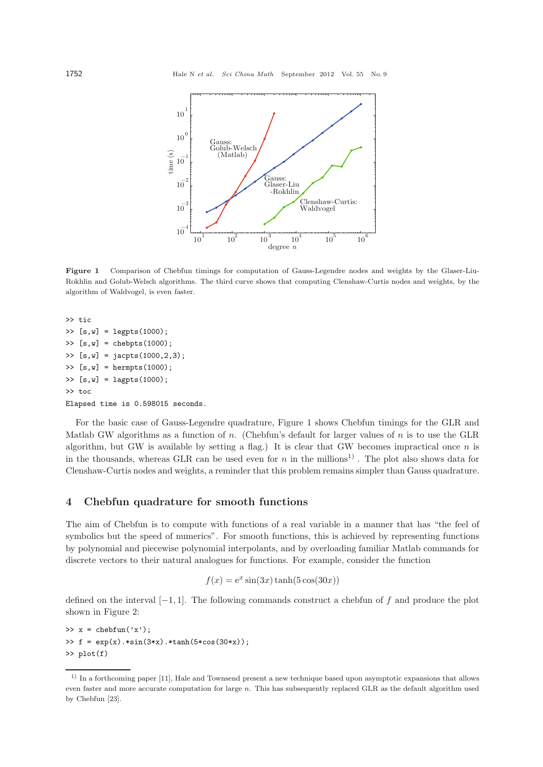Figure 1 Comparison of Chebfun timings for computation of Gauss-Legendre nodes and weights by the Glaser-Liu-Rokhlin and Golub-Welsch algorithms. The third curve shows that computing Clenshaw-Curtis nodes and weights, by the algorithm of Waldvogel, is even faster.

```
>> tic
>> [s,w] = legpts(1000);
>> [s,w] = chebpts(1000);
>> [s,w] = jacpts(1000,2,3);
>> [s,w] = hermpts(1000);
>> [s,w] = lagpts(1000);
>> toc
Elapsed time is 0.598015 seconds.
```

For the basic case of Gauss-Legendre quadrature, Figure 1 shows Chebfun timings for the GLR and Matlab GW algorithms as a function of $n$. (Chebfun's default for larger values of $n$ is to use the GLR algorithm, but GW is available by setting a flag.) It is clear that GW becomes impractical once $n$ is in the thousands, whereas GLR can be used even for $n$ in the millions[1]. The plot also shows data for Clenshaw-Curtis nodes and weights, a reminder that this problem remains simpler than Gauss quadrature.

## 4 Chebfun quadrature for smooth functions

The aim of Chebfun is to compute with functions of a real variable in a manner that has "the feel of symbolics but the speed of numerics". For smooth functions, this is achieved by representing functions by polynomial and piecewise polynomial interpolants, and by overloading familiar Matlab commands for discrete vectors to their natural analogues for functions. For example, consider the function

$$f(x) = \mathrm{e}^x \sin(3x) \tanh(5\cos(30x))$$

defined on the interval $[-1, 1]$. The following commands construct a chebfun of $f$ and produce the plot shown in Figure 2:

```
>> x = chebfun('x');
>> f = exp(x).*sin(3*x).*tanh(5*cos(30*x));
>> plot(f)
```

[1] In a forthcoming paper [11], Hale and Townsend present a new technique based upon asymptotic expansions that allows even faster and more accurate computation for large $n$. This has subsequently replaced GLR as the default algorithm used by Chebfun [23].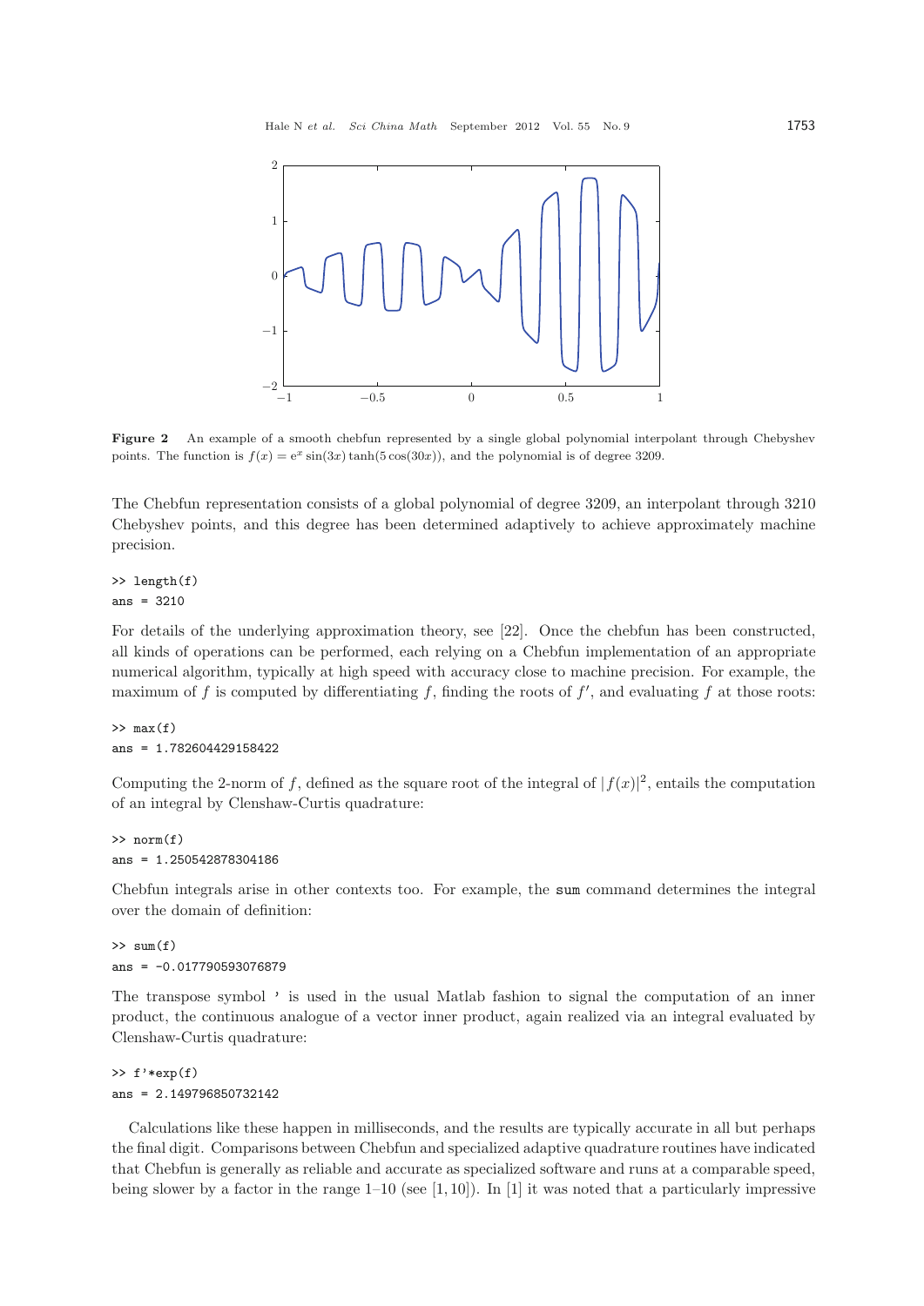**Figure 2** An example of a smooth chebfun represented by a single global polynomial interpolant through Chebyshev points. The function is $f(x) = e^x \sin(3x)\tanh(5\cos(30x))$, and the polynomial is of degree 3209.

The Chebfun representation consists of a global polynomial of degree 3209, an interpolant through 3210 Chebyshev points, and this degree has been determined adaptively to achieve approximately machine precision.

```
>> length(f)
ans = 3210
```

For details of the underlying approximation theory, see [22]. Once the chebfun has been constructed, all kinds of operations can be performed, each relying on a Chebfun implementation of an appropriate numerical algorithm, typically at high speed with accuracy close to machine precision. For example, the maximum of $f$ is computed by differentiating $f$, finding the roots of $f'$, and evaluating $f$ at those roots:

```
>> max(f)
ans = 1.782604429158422
```

Computing the 2-norm of $f$, defined as the square root of the integral of $|f(x)|^2$, entails the computation of an integral by Clenshaw-Curtis quadrature:

```
>> norm(f)
ans = 1.250542878304186
```

Chebfun integrals arise in other contexts too. For example, the `sum` command determines the integral over the domain of definition:

```
>> sum(f)
ans = -0.017790593076879
```

The transpose symbol `'` is used in the usual Matlab fashion to signal the computation of an inner product, the continuous analogue of a vector inner product, again realized via an integral evaluated by Clenshaw-Curtis quadrature:

```
>> f'*exp(f)
ans = 2.149796850732142
```

Calculations like these happen in milliseconds, and the results are typically accurate in all but perhaps the final digit. Comparisons between Chebfun and specialized adaptive quadrature routines have indicated that Chebfun is generally as reliable and accurate as specialized software and runs at a comparable speed, being slower by a factor in the range 1–10 (see [1, 10]). In [1] it was noted that a particularly impressive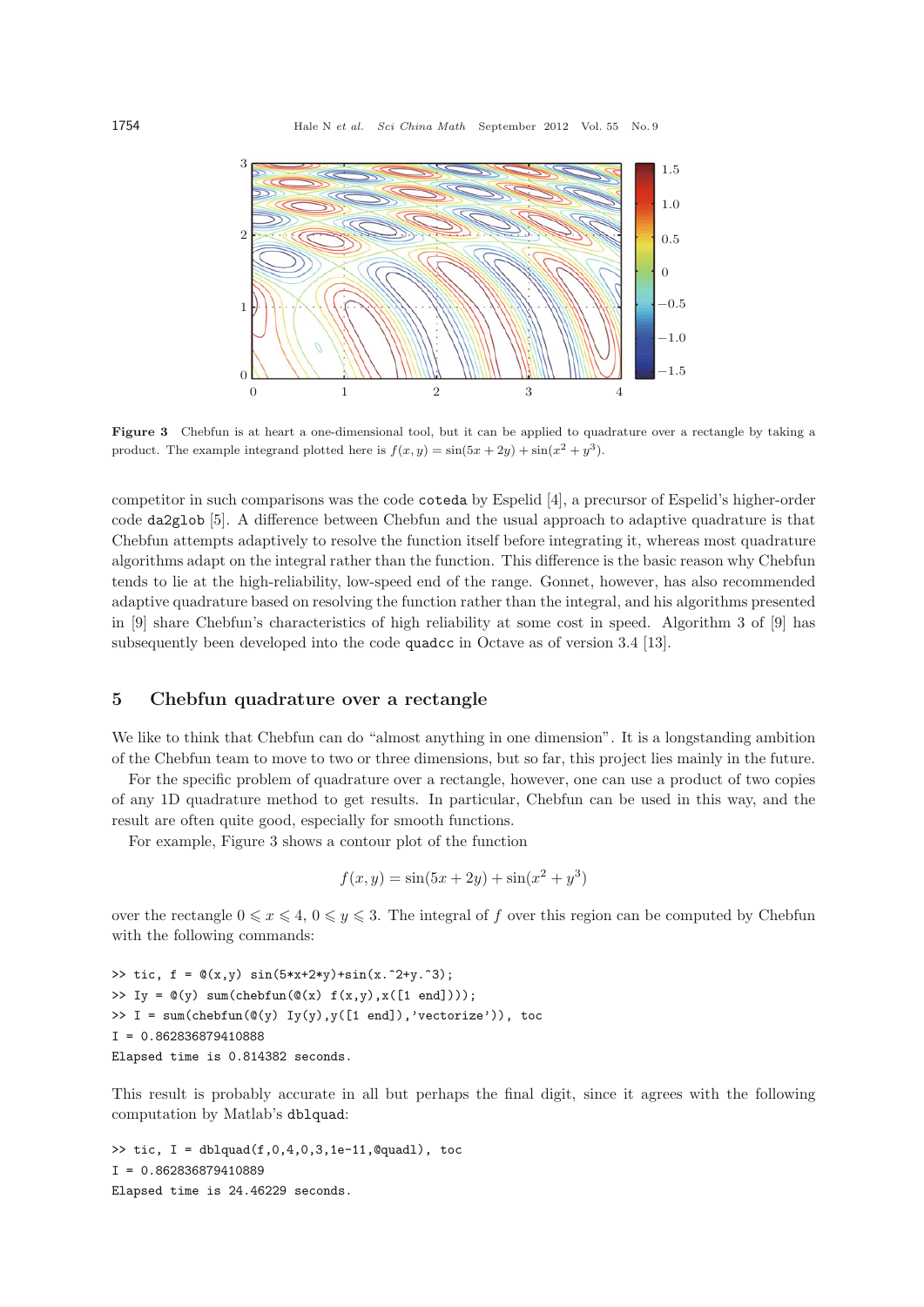**Figure 3** Chebfun is at heart a one-dimensional tool, but it can be applied to quadrature over a rectangle by taking a product. The example integrand plotted here is $f(x, y) = \sin(5x + 2y) + \sin(x^2 + y^3)$.

competitor in such comparisons was the code `coteda` by Espelid [4], a precursor of Espelid's higher-order code `da2glob` [5]. A difference between Chebfun and the usual approach to adaptive quadrature is that Chebfun attempts adaptively to resolve the function itself before integrating it, whereas most quadrature algorithms adapt on the integral rather than the function. This difference is the basic reason why Chebfun tends to lie at the high-reliability, low-speed end of the range. Gonnet, however, has also recommended adaptive quadrature based on resolving the function rather than the integral, and his algorithms presented in [9] share Chebfun's characteristics of high reliability at some cost in speed. Algorithm 3 of [9] has subsequently been developed into the code `quadcc` in Octave as of version 3.4 [13].

## 5 Chebfun quadrature over a rectangle

We like to think that Chebfun can do "almost anything in one dimension". It is a longstanding ambition of the Chebfun team to move to two or three dimensions, but so far, this project lies mainly in the future.

For the specific problem of quadrature over a rectangle, however, one can use a product of two copies of any 1D quadrature method to get results. In particular, Chebfun can be used in this way, and the result are often quite good, especially for smooth functions.

For example, Figure 3 shows a contour plot of the function

$$f(x, y) = \sin(5x + 2y) + \sin(x^2 + y^3)$$

over the rectangle $0 \leqslant x \leqslant 4$, $0 \leqslant y \leqslant 3$. The integral of $f$ over this region can be computed by Chebfun with the following commands:

```
>> tic, f = @(x,y) sin(5*x+2*y)+sin(x.^2+y.^3);
>> Iy = @(y) sum(chebfun(@(x) f(x,y),x([1 end])));
>> I = sum(chebfun(@(y) Iy(y),y([1 end]),'vectorize')), toc
I = 0.862836879410888
Elapsed time is 0.814382 seconds.
```

This result is probably accurate in all but perhaps the final digit, since it agrees with the following computation by Matlab's `dblquad`:

```
>> tic, I = dblquad(f,0,4,0,3,1e-11,@quadl), toc
I = 0.862836879410889
Elapsed time is 24.46229 seconds.
```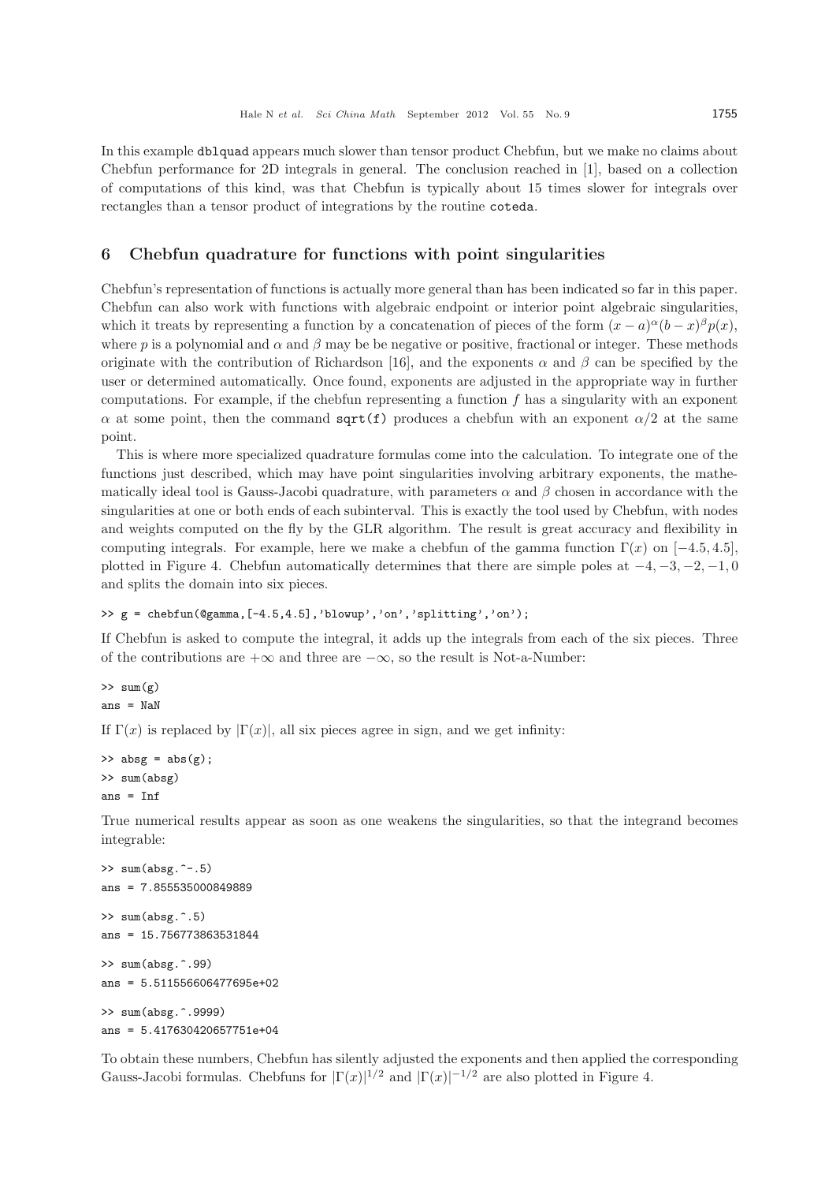In this example dblquad appears much slower than tensor product Chebfun, but we make no claims about Chebfun performance for 2D integrals in general. The conclusion reached in [1], based on a collection of computations of this kind, was that Chebfun is typically about 15 times slower for integrals over rectangles than a tensor product of integrations by the routine coteda.

## 6 Chebfun quadrature for functions with point singularities

Chebfun's representation of functions is actually more general than has been indicated so far in this paper. Chebfun can also work with functions with algebraic endpoint or interior point algebraic singularities, which it treats by representing a function by a concatenation of pieces of the form $(x-a)^{\alpha}(b-x)^{\beta}p(x)$, where $p$ is a polynomial and $\alpha$ and $\beta$ may be be negative or positive, fractional or integer. These methods originate with the contribution of Richardson [16], and the exponents $\alpha$ and $\beta$ can be specified by the user or determined automatically. Once found, exponents are adjusted in the appropriate way in further computations. For example, if the chebfun representing a function $f$ has a singularity with an exponent $\alpha$ at some point, then the command sqrt(f) produces a chebfun with an exponent $\alpha/2$ at the same point.

This is where more specialized quadrature formulas come into the calculation. To integrate one of the functions just described, which may have point singularities involving arbitrary exponents, the mathematically ideal tool is Gauss-Jacobi quadrature, with parameters $\alpha$ and $\beta$ chosen in accordance with the singularities at one or both ends of each subinterval. This is exactly the tool used by Chebfun, with nodes and weights computed on the fly by the GLR algorithm. The result is great accuracy and flexibility in computing integrals. For example, here we make a chebfun of the gamma function $\Gamma(x)$ on $[-4.5, 4.5]$, plotted in Figure 4. Chebfun automatically determines that there are simple poles at $-4, -3, -2, -1, 0$ and splits the domain into six pieces.

```
>> g = chebfun(@gamma,[-4.5,4.5],'blowup','on','splitting','on');
```

If Chebfun is asked to compute the integral, it adds up the integrals from each of the six pieces. Three of the contributions are $+\infty$ and three are $-\infty$, so the result is Not-a-Number:

```
>> sum(g)
ans = NaN
```

If $\Gamma(x)$ is replaced by $|\Gamma(x)|$, all six pieces agree in sign, and we get infinity:

```
>> absg = abs(g);
>> sum(absg)
ans = Inf
```

True numerical results appear as soon as one weakens the singularities, so that the integrand becomes integrable:

```
>> sum(absg.^-.5)
ans = 7.855535000849889

>> sum(absg.^.5)
ans = 15.756773863531844

>> sum(absg.^.99)
ans = 5.511556606477695e+02

>> sum(absg.^.9999)
ans = 5.417630420657751e+04
```

To obtain these numbers, Chebfun has silently adjusted the exponents and then applied the corresponding Gauss-Jacobi formulas. Chebfuns for $|\Gamma(x)|^{1/2}$ and $|\Gamma(x)|^{-1/2}$ are also plotted in Figure 4.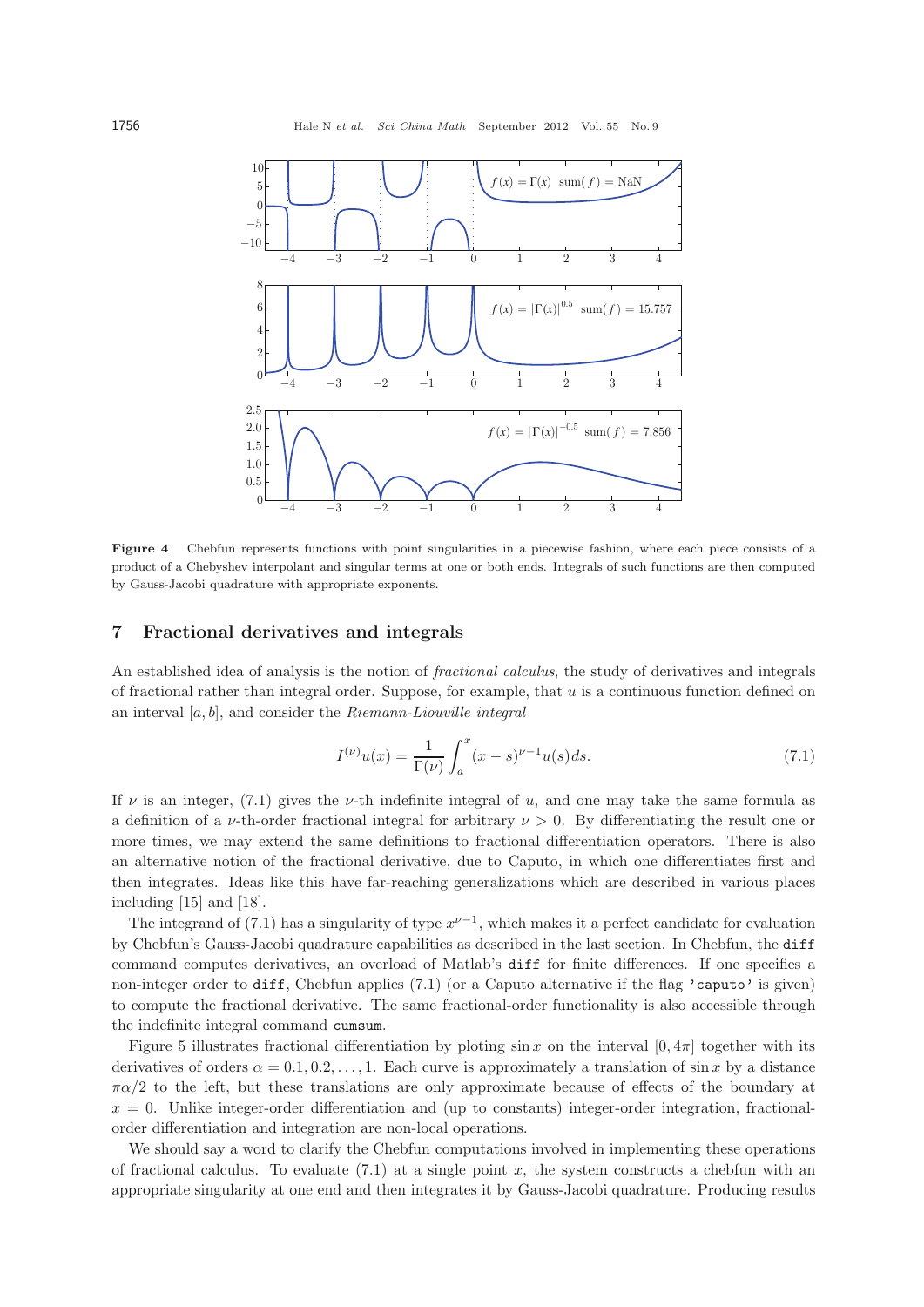**Figure 4** Chebfun represents functions with point singularities in a piecewise fashion, where each piece consists of a product of a Chebyshev interpolant and singular terms at one or both ends. Integrals of such functions are then computed by Gauss-Jacobi quadrature with appropriate exponents.

## 7 Fractional derivatives and integrals

An established idea of analysis is the notion of *fractional calculus*, the study of derivatives and integrals of fractional rather than integral order. Suppose, for example, that $u$ is a continuous function defined on an interval $[a, b]$, and consider the *Riemann-Liouville integral*

$$I^{(\nu)}u(x) = \frac{1}{\Gamma(\nu)} \int_a^x (x-s)^{\nu-1} u(s) ds. \tag{7.1}$$

If $\nu$ is an integer, (7.1) gives the $\nu$-th indefinite integral of $u$, and one may take the same formula as a definition of a $\nu$-th-order fractional integral for arbitrary $\nu > 0$. By differentiating the result one or more times, we may extend the same definitions to fractional differentiation operators. There is also an alternative notion of the fractional derivative, due to Caputo, in which one differentiates first and then integrates. Ideas like this have far-reaching generalizations which are described in various places including [15] and [18].

The integrand of (7.1) has a singularity of type $x^{\nu-1}$, which makes it a perfect candidate for evaluation by Chebfun's Gauss-Jacobi quadrature capabilities as described in the last section. In Chebfun, the `diff` command computes derivatives, an overload of Matlab's `diff` for finite differences. If one specifies a non-integer order to `diff`, Chebfun applies (7.1) (or a Caputo alternative if the flag `'caputo'` is given) to compute the fractional derivative. The same fractional-order functionality is also accessible through the indefinite integral command `cumsum`.

Figure 5 illustrates fractional differentiation by ploting $\sin x$ on the interval $[0, 4\pi]$ together with its derivatives of orders $\alpha = 0.1, 0.2, \ldots, 1$. Each curve is approximately a translation of $\sin x$ by a distance $\pi\alpha/2$ to the left, but these translations are only approximate because of effects of the boundary at $x = 0$. Unlike integer-order differentiation and (up to constants) integer-order integration, fractional-order differentiation and integration are non-local operations.

We should say a word to clarify the Chebfun computations involved in implementing these operations of fractional calculus. To evaluate (7.1) at a single point $x$, the system constructs a chebfun with an appropriate singularity at one end and then integrates it by Gauss-Jacobi quadrature. Producing results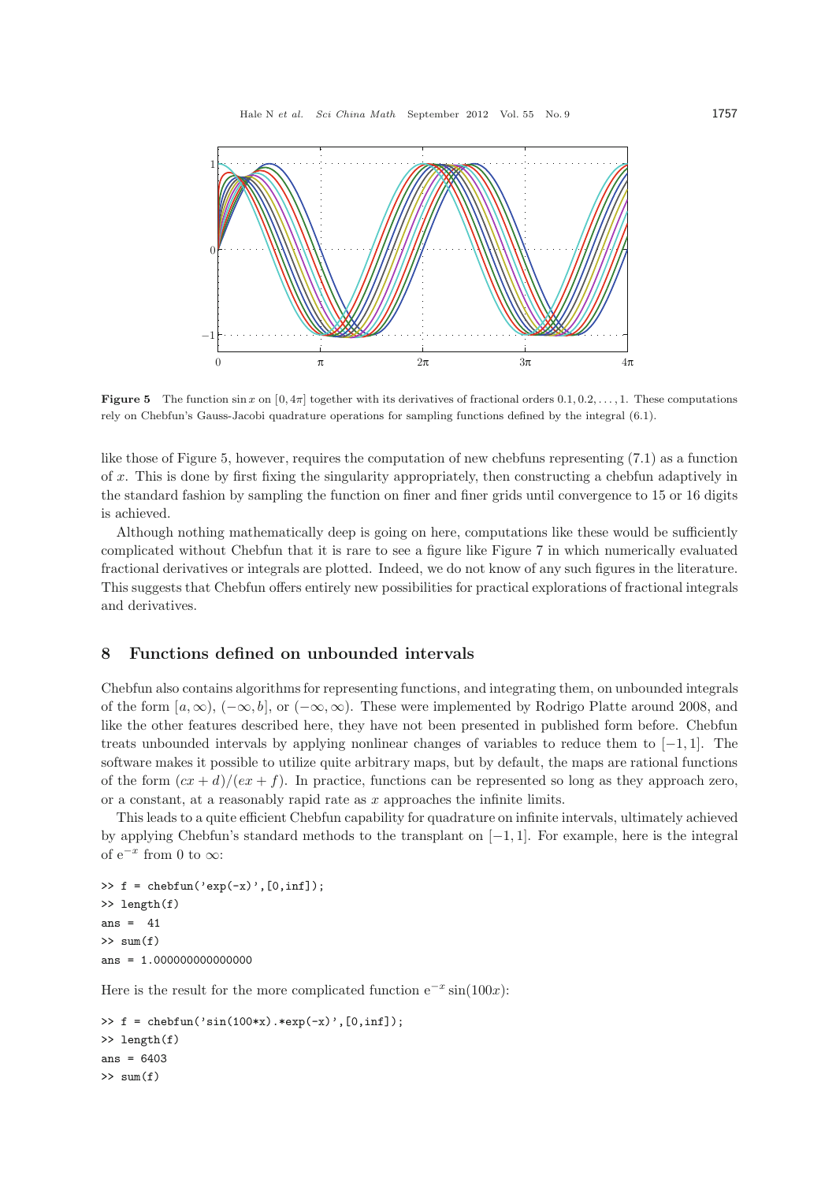**Figure 5** The function $\sin x$ on $[0, 4\pi]$ together with its derivatives of fractional orders $0.1, 0.2, \ldots, 1$. These computations rely on Chebfun's Gauss-Jacobi quadrature operations for sampling functions defined by the integral (6.1).

like those of Figure 5, however, requires the computation of new chebfuns representing (7.1) as a function of $x$. This is done by first fixing the singularity appropriately, then constructing a chebfun adaptively in the standard fashion by sampling the function on finer and finer grids until convergence to 15 or 16 digits is achieved.

Although nothing mathematically deep is going on here, computations like these would be sufficiently complicated without Chebfun that it is rare to see a figure like Figure 7 in which numerically evaluated fractional derivatives or integrals are plotted. Indeed, we do not know of any such figures in the literature. This suggests that Chebfun offers entirely new possibilities for practical explorations of fractional integrals and derivatives.

## 8 Functions defined on unbounded intervals

Chebfun also contains algorithms for representing functions, and integrating them, on unbounded integrals of the form $[a, \infty)$, $(-\infty, b]$, or $(-\infty, \infty)$. These were implemented by Rodrigo Platte around 2008, and like the other features described here, they have not been presented in published form before. Chebfun treats unbounded intervals by applying nonlinear changes of variables to reduce them to $[-1, 1]$. The software makes it possible to utilize quite arbitrary maps, but by default, the maps are rational functions of the form $(cx + d)/(ex + f)$. In practice, functions can be represented so long as they approach zero, or a constant, at a reasonably rapid rate as $x$ approaches the infinite limits.

This leads to a quite efficient Chebfun capability for quadrature on infinite intervals, ultimately achieved by applying Chebfun's standard methods to the transplant on $[-1, 1]$. For example, here is the integral of $e^{-x}$ from 0 to $\infty$:

```
>> f = chebfun('exp(-x)',[0,inf]);
>> length(f)
ans =  41
>> sum(f)
ans = 1.000000000000000
```

Here is the result for the more complicated function $e^{-x} \sin(100x)$:

```
>> f = chebfun('sin(100*x).*exp(-x)',[0,inf]);
>> length(f)
ans = 6403
>> sum(f)
```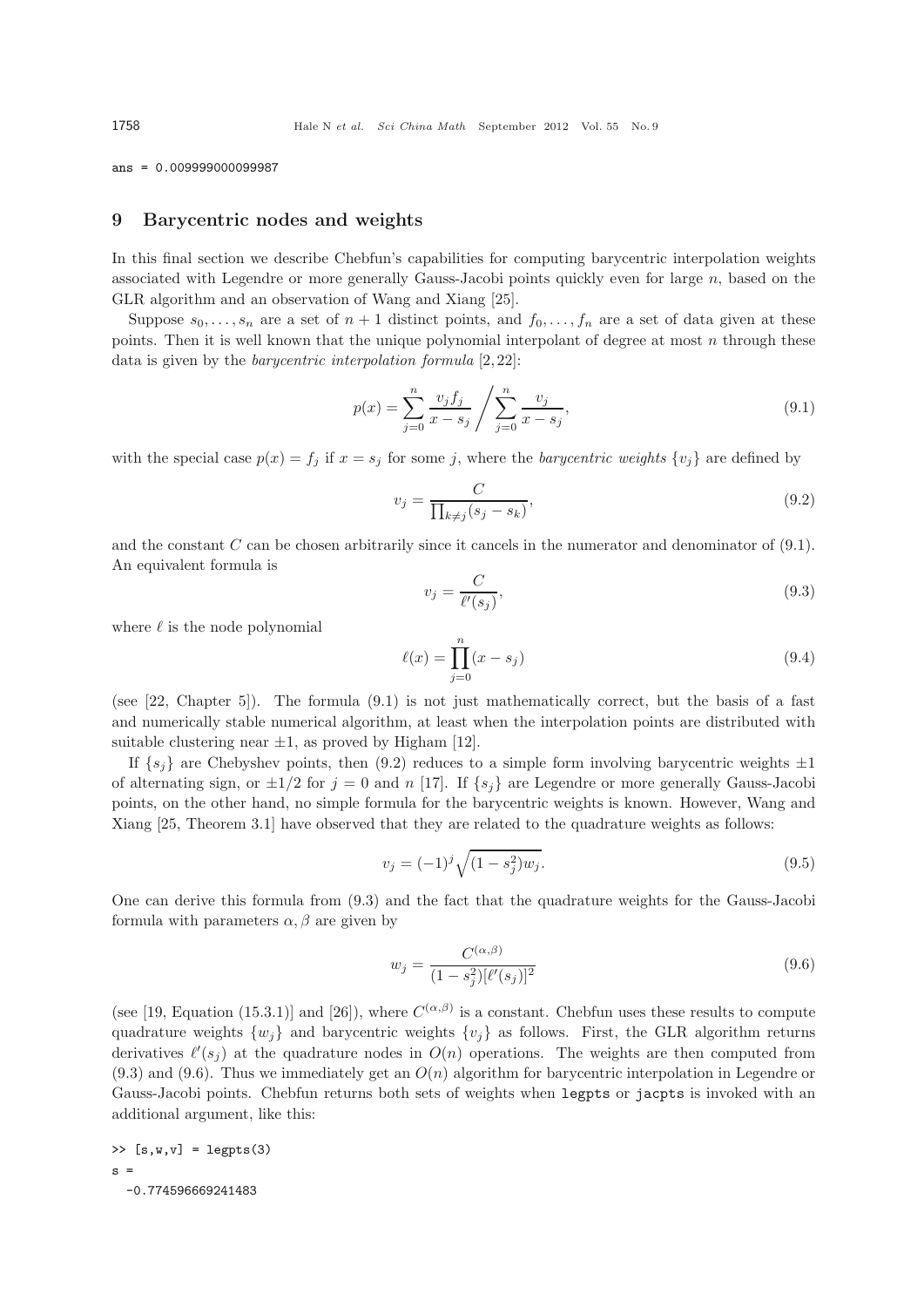```
ans = 0.009999000099987
```

## 9 Barycentric nodes and weights

In this final section we describe Chebfun's capabilities for computing barycentric interpolation weights associated with Legendre or more generally Gauss-Jacobi points quickly even for large $n$, based on the GLR algorithm and an observation of Wang and Xiang [25].

Suppose $s_0, \ldots, s_n$ are a set of $n+1$ distinct points, and $f_0, \ldots, f_n$ are a set of data given at these points. Then it is well known that the unique polynomial interpolant of degree at most $n$ through these data is given by the *barycentric interpolation formula* [2, 22]:

$$p(x) = \sum_{j=0}^{n} \frac{v_j f_j}{x - s_j} \Bigg/ \sum_{j=0}^{n} \frac{v_j}{x - s_j}, \tag{9.1}$$

with the special case $p(x) = f_j$ if $x = s_j$ for some $j$, where the *barycentric weights* $\{v_j\}$ are defined by

$$v_j = \frac{C}{\prod_{k \neq j}(s_j - s_k)}, \tag{9.2}$$

and the constant $C$ can be chosen arbitrarily since it cancels in the numerator and denominator of (9.1). An equivalent formula is

$$v_j = \frac{C}{\ell'(s_j)}, \tag{9.3}$$

where $\ell$ is the node polynomial

$$\ell(x) = \prod_{j=0}^{n}(x - s_j) \tag{9.4}$$

(see [22, Chapter 5]). The formula (9.1) is not just mathematically correct, but the basis of a fast and numerically stable numerical algorithm, at least when the interpolation points are distributed with suitable clustering near $\pm 1$, as proved by Higham [12].

If $\{s_j\}$ are Chebyshev points, then (9.2) reduces to a simple form involving barycentric weights $\pm 1$ of alternating sign, or $\pm 1/2$ for $j = 0$ and $n$ [17]. If $\{s_j\}$ are Legendre or more generally Gauss-Jacobi points, on the other hand, no simple formula for the barycentric weights is known. However, Wang and Xiang [25, Theorem 3.1] have observed that they are related to the quadrature weights as follows:

$$v_j = (-1)^j \sqrt{(1 - s_j^2) w_j}. \tag{9.5}$$

One can derive this formula from (9.3) and the fact that the quadrature weights for the Gauss-Jacobi formula with parameters $\alpha, \beta$ are given by

$$w_j = \frac{C^{(\alpha,\beta)}}{(1 - s_j^2)[\ell'(s_j)]^2} \tag{9.6}$$

(see [19, Equation (15.3.1)] and [26]), where $C^{(\alpha,\beta)}$ is a constant. Chebfun uses these results to compute quadrature weights $\{w_j\}$ and barycentric weights $\{v_j\}$ as follows. First, the GLR algorithm returns derivatives $\ell'(s_j)$ at the quadrature nodes in $O(n)$ operations. The weights are then computed from (9.3) and (9.6). Thus we immediately get an $O(n)$ algorithm for barycentric interpolation in Legendre or Gauss-Jacobi points. Chebfun returns both sets of weights when `legpts` or `jacpts` is invoked with an additional argument, like this:

```
>> [s,w,v] = legpts(3)
s =
  -0.774596669241483
```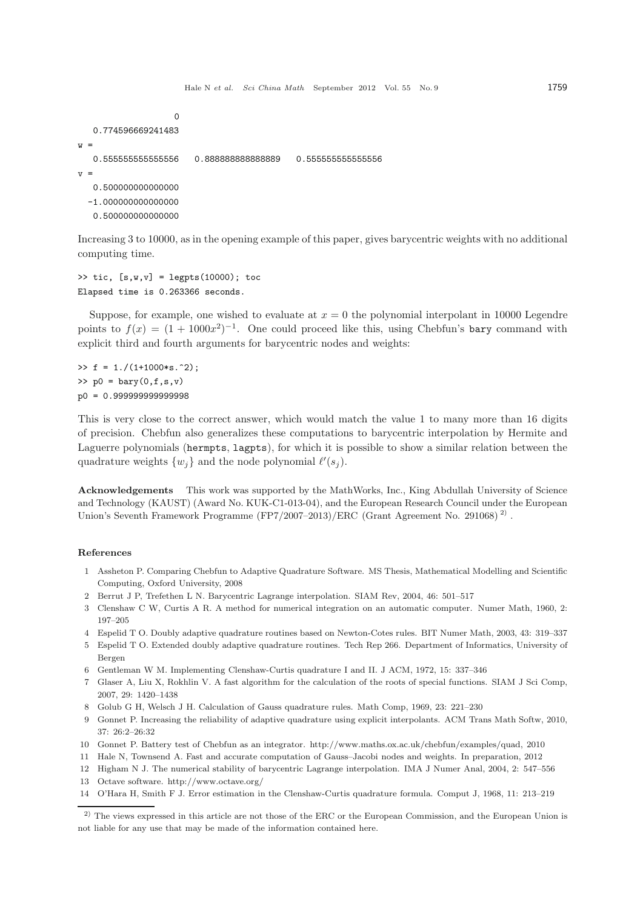```
                 0
   0.774596669241483
w =
   0.555555555555556    0.888888888888889    0.555555555555556
v =
   0.500000000000000
  -1.000000000000000
   0.500000000000000
```

Increasing 3 to 10000, as in the opening example of this paper, gives barycentric weights with no additional computing time.

```
>> tic, [s,w,v] = legpts(10000); toc
Elapsed time is 0.263366 seconds.
```

Suppose, for example, one wished to evaluate at $x = 0$ the polynomial interpolant in 10000 Legendre points to $f(x) = (1 + 1000x^2)^{-1}$. One could proceed like this, using Chebfun's `bary` command with explicit third and fourth arguments for barycentric nodes and weights:

```
>> f = 1./(1+1000*s.^2);
>> p0 = bary(0,f,s,v)
p0 = 0.999999999999998
```

This is very close to the correct answer, which would match the value 1 to many more than 16 digits of precision. Chebfun also generalizes these computations to barycentric interpolation by Hermite and Laguerre polynomials (`hermpts`, `lagpts`), for which it is possible to show a similar relation between the quadrature weights $\{w_j\}$ and the node polynomial $\ell'(s_j)$.

**Acknowledgements** This work was supported by the MathWorks, Inc., King Abdullah University of Science and Technology (KAUST) (Award No. KUK-C1-013-04), and the European Research Council under the European Union's Seventh Framework Programme (FP7/2007–2013)/ERC (Grant Agreement No. 291068) [2)] .

## References

1 Assheton P. Comparing Chebfun to Adaptive Quadrature Software. MS Thesis, Mathematical Modelling and Scientific Computing, Oxford University, 2008

2 Berrut J P, Trefethen L N. Barycentric Lagrange interpolation. SIAM Rev, 2004, 46: 501–517

3 Clenshaw C W, Curtis A R. A method for numerical integration on an automatic computer. Numer Math, 1960, 2: 197–205

4 Espelid T O. Doubly adaptive quadrature routines based on Newton-Cotes rules. BIT Numer Math, 2003, 43: 319–337

5 Espelid T O. Extended doubly adaptive quadrature routines. Tech Rep 266. Department of Informatics, University of Bergen

6 Gentleman W M. Implementing Clenshaw-Curtis quadrature I and II. J ACM, 1972, 15: 337–346

7 Glaser A, Liu X, Rokhlin V. A fast algorithm for the calculation of the roots of special functions. SIAM J Sci Comp, 2007, 29: 1420–1438

8 Golub G H, Welsch J H. Calculation of Gauss quadrature rules. Math Comp, 1969, 23: 221–230

9 Gonnet P. Increasing the reliability of adaptive quadrature using explicit interpolants. ACM Trans Math Softw, 2010, 37: 26:2–26:32

10 Gonnet P. Battery test of Chebfun as an integrator. http://www.maths.ox.ac.uk/chebfun/examples/quad, 2010

11 Hale N, Townsend A. Fast and accurate computation of Gauss–Jacobi nodes and weights. In preparation, 2012

12 Higham N J. The numerical stability of barycentric Lagrange interpolation. IMA J Numer Anal, 2004, 2: 547–556

13 Octave software. http://www.octave.org/

14 O'Hara H, Smith F J. Error estimation in the Clenshaw-Curtis quadrature formula. Comput J, 1968, 11: 213–219

[2)] The views expressed in this article are not those of the ERC or the European Commission, and the European Union is not liable for any use that may be made of the information contained here.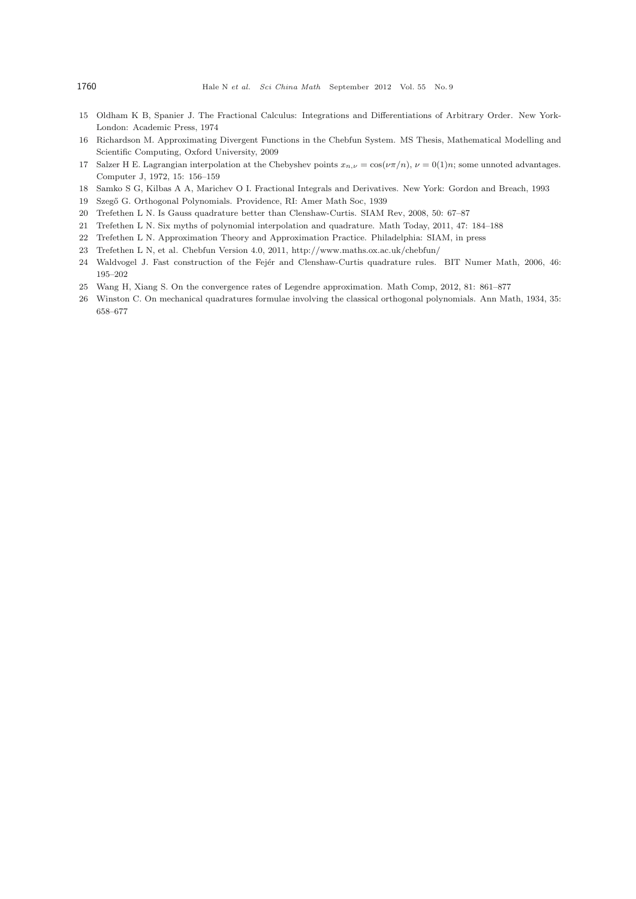15 Oldham K B, Spanier J. The Fractional Calculus: Integrations and Differentiations of Arbitrary Order. New York-London: Academic Press, 1974

16 Richardson M. Approximating Divergent Functions in the Chebfun System. MS Thesis, Mathematical Modelling and Scientific Computing, Oxford University, 2009

17 Salzer H E. Lagrangian interpolation at the Chebyshev points $x_{n,\nu} = \cos(\nu\pi/n)$, $\nu = 0(1)n$; some unnoted advantages. Computer J, 1972, 15: 156–159

18 Samko S G, Kilbas A A, Marichev O I. Fractional Integrals and Derivatives. New York: Gordon and Breach, 1993

19 Szegő G. Orthogonal Polynomials. Providence, RI: Amer Math Soc, 1939

20 Trefethen L N. Is Gauss quadrature better than Clenshaw-Curtis. SIAM Rev, 2008, 50: 67–87

21 Trefethen L N. Six myths of polynomial interpolation and quadrature. Math Today, 2011, 47: 184–188

22 Trefethen L N. Approximation Theory and Approximation Practice. Philadelphia: SIAM, in press

23 Trefethen L N, et al. Chebfun Version 4.0, 2011, http://www.maths.ox.ac.uk/chebfun/

24 Waldvogel J. Fast construction of the Fejér and Clenshaw-Curtis quadrature rules. BIT Numer Math, 2006, 46: 195–202

25 Wang H, Xiang S. On the convergence rates of Legendre approximation. Math Comp, 2012, 81: 861–877

26 Winston C. On mechanical quadratures formulae involving the classical orthogonal polynomials. Ann Math, 1934, 35: 658–677